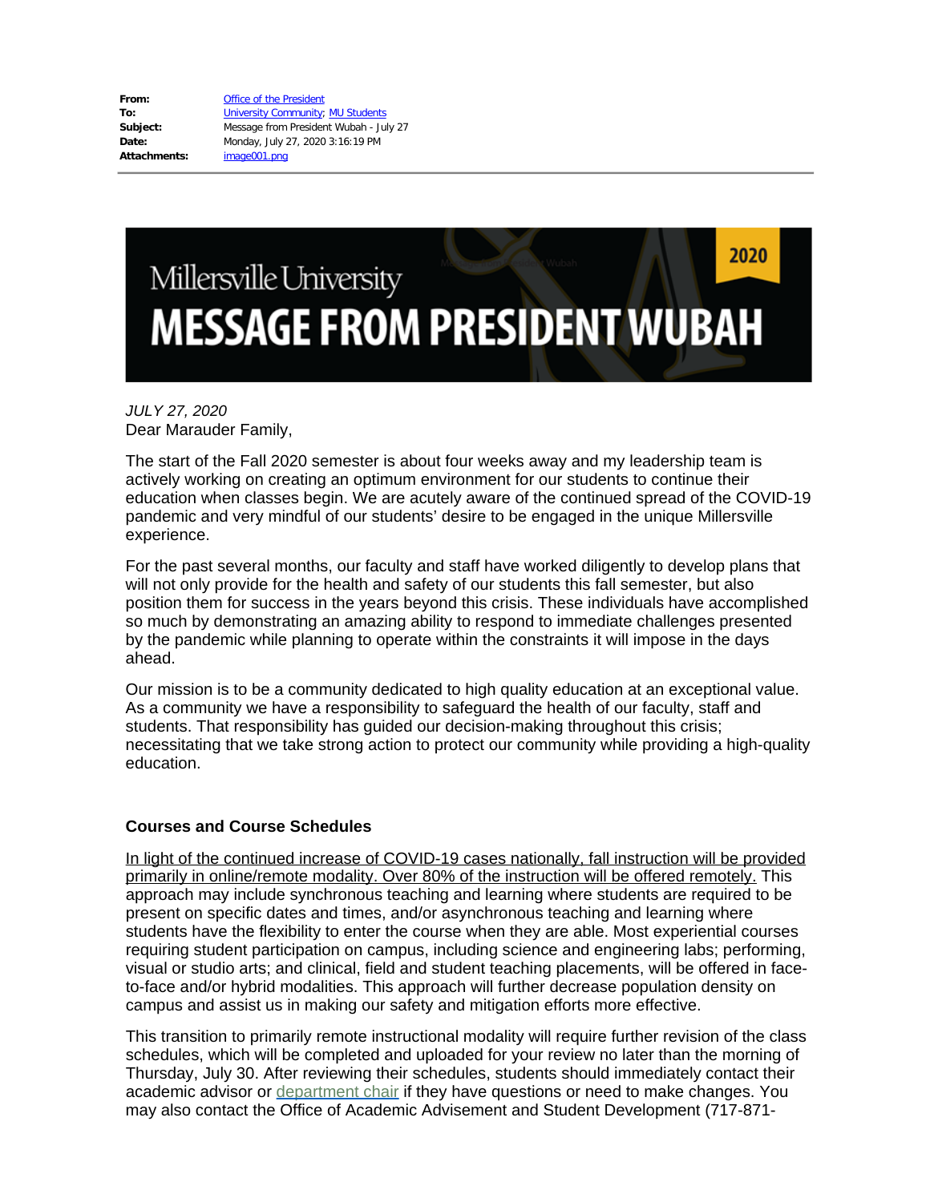| | |
|---|---|
| **From:** | Office of the President |
| **To:** | University Community; MU Students |
| **Subject:** | Message from President Wubah - July 27 |
| **Date:** | Monday, July 27, 2020 3:16:19 PM |
| **Attachments:** | image001.png |

Millersville University

# MESSAGE FROM PRESIDENT WUBAH

2020

*JULY 27, 2020*

Dear Marauder Family,

The start of the Fall 2020 semester is about four weeks away and my leadership team is actively working on creating an optimum environment for our students to continue their education when classes begin. We are acutely aware of the continued spread of the COVID-19 pandemic and very mindful of our students' desire to be engaged in the unique Millersville experience.

For the past several months, our faculty and staff have worked diligently to develop plans that will not only provide for the health and safety of our students this fall semester, but also position them for success in the years beyond this crisis. These individuals have accomplished so much by demonstrating an amazing ability to respond to immediate challenges presented by the pandemic while planning to operate within the constraints it will impose in the days ahead.

Our mission is to be a community dedicated to high quality education at an exceptional value. As a community we have a responsibility to safeguard the health of our faculty, staff and students. That responsibility has guided our decision-making throughout this crisis; necessitating that we take strong action to protect our community while providing a high-quality education.

### Courses and Course Schedules

<u>In light of the continued increase of COVID-19 cases nationally, fall instruction will be provided primarily in online/remote modality. Over 80% of the instruction will be offered remotely.</u> This approach may include synchronous teaching and learning where students are required to be present on specific dates and times, and/or asynchronous teaching and learning where students have the flexibility to enter the course when they are able. Most experiential courses requiring student participation on campus, including science and engineering labs; performing, visual or studio arts; and clinical, field and student teaching placements, will be offered in face-to-face and/or hybrid modalities. This approach will further decrease population density on campus and assist us in making our safety and mitigation efforts more effective.

This transition to primarily remote instructional modality will require further revision of the class schedules, which will be completed and uploaded for your review no later than the morning of Thursday, July 30. After reviewing their schedules, students should immediately contact their academic advisor or department chair if they have questions or need to make changes. You may also contact the Office of Academic Advisement and Student Development (717-871-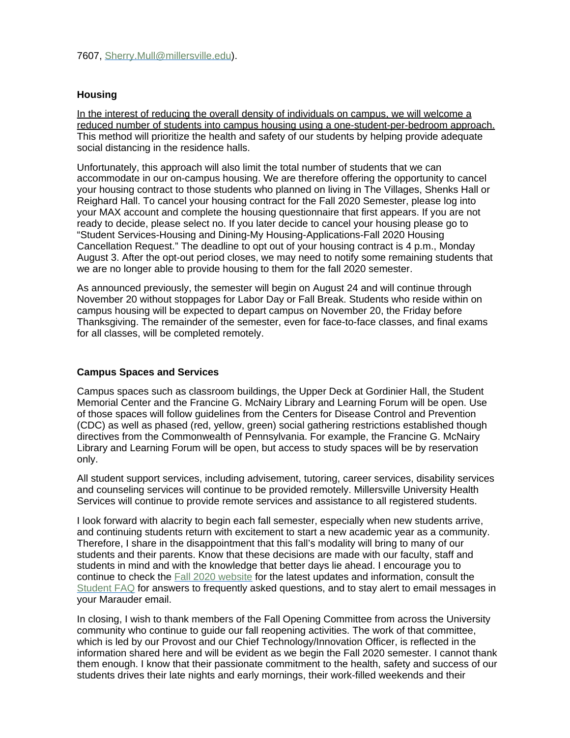7607, [Sherry.Mull@millersville.edu](mailto:Sherry.Mull@millersville.edu)).

**Housing**

In the interest of reducing the overall density of individuals on campus, we will welcome a reduced number of students into campus housing using a one-student-per-bedroom approach. This method will prioritize the health and safety of our students by helping provide adequate social distancing in the residence halls.

Unfortunately, this approach will also limit the total number of students that we can accommodate in our on-campus housing. We are therefore offering the opportunity to cancel your housing contract to those students who planned on living in The Villages, Shenks Hall or Reighard Hall. To cancel your housing contract for the Fall 2020 Semester, please log into your MAX account and complete the housing questionnaire that first appears. If you are not ready to decide, please select no. If you later decide to cancel your housing please go to "Student Services-Housing and Dining-My Housing-Applications-Fall 2020 Housing Cancellation Request." The deadline to opt out of your housing contract is 4 p.m., Monday August 3. After the opt-out period closes, we may need to notify some remaining students that we are no longer able to provide housing to them for the fall 2020 semester.

As announced previously, the semester will begin on August 24 and will continue through November 20 without stoppages for Labor Day or Fall Break. Students who reside within on campus housing will be expected to depart campus on November 20, the Friday before Thanksgiving. The remainder of the semester, even for face-to-face classes, and final exams for all classes, will be completed remotely.

**Campus Spaces and Services**

Campus spaces such as classroom buildings, the Upper Deck at Gordinier Hall, the Student Memorial Center and the Francine G. McNairy Library and Learning Forum will be open. Use of those spaces will follow guidelines from the Centers for Disease Control and Prevention (CDC) as well as phased (red, yellow, green) social gathering restrictions established though directives from the Commonwealth of Pennsylvania. For example, the Francine G. McNairy Library and Learning Forum will be open, but access to study spaces will be by reservation only.

All student support services, including advisement, tutoring, career services, disability services and counseling services will continue to be provided remotely. Millersville University Health Services will continue to provide remote services and assistance to all registered students.

I look forward with alacrity to begin each fall semester, especially when new students arrive, and continuing students return with excitement to start a new academic year as a community. Therefore, I share in the disappointment that this fall's modality will bring to many of our students and their parents. Know that these decisions are made with our faculty, staff and students in mind and with the knowledge that better days lie ahead. I encourage you to continue to check the Fall 2020 website for the latest updates and information, consult the Student FAQ for answers to frequently asked questions, and to stay alert to email messages in your Marauder email.

In closing, I wish to thank members of the Fall Opening Committee from across the University community who continue to guide our fall reopening activities. The work of that committee, which is led by our Provost and our Chief Technology/Innovation Officer, is reflected in the information shared here and will be evident as we begin the Fall 2020 semester. I cannot thank them enough. I know that their passionate commitment to the health, safety and success of our students drives their late nights and early mornings, their work-filled weekends and their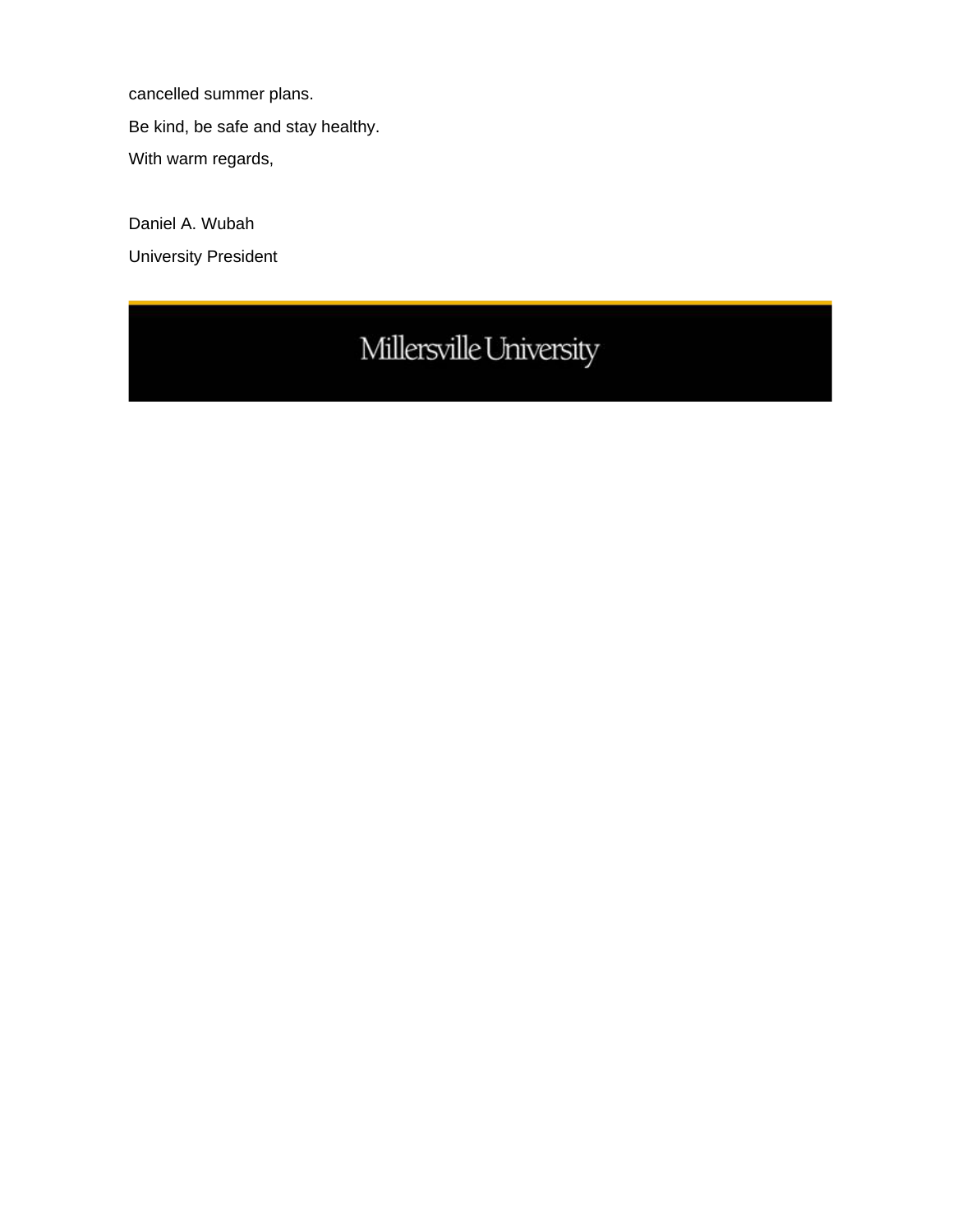cancelled summer plans.

Be kind, be safe and stay healthy.

With warm regards,

Daniel A. Wubah

University President

Millersville University